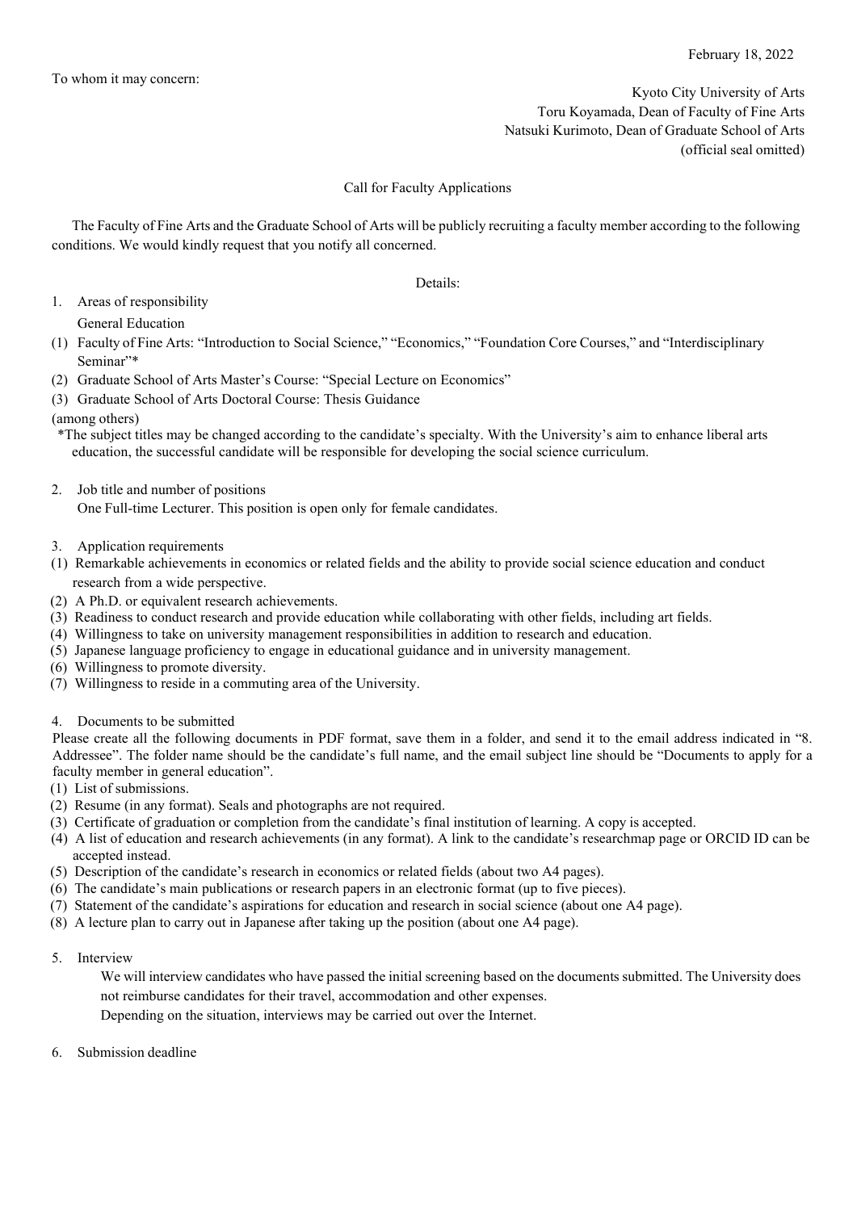February 18, 2022

To whom it may concern:

Kyoto City University of Arts
Toru Koyamada, Dean of Faculty of Fine Arts
Natsuki Kurimoto, Dean of Graduate School of Arts
(official seal omitted)

# Call for Faculty Applications

The Faculty of Fine Arts and the Graduate School of Arts will be publicly recruiting a faculty member according to the following conditions. We would kindly request that you notify all concerned.

Details:

## 1. Areas of responsibility

General Education

(1) Faculty of Fine Arts: "Introduction to Social Science," "Economics," "Foundation Core Courses," and "Interdisciplinary Seminar"*
(2) Graduate School of Arts Master's Course: "Special Lecture on Economics"
(3) Graduate School of Arts Doctoral Course: Thesis Guidance
(among others)

*The subject titles may be changed according to the candidate's specialty. With the University's aim to enhance liberal arts education, the successful candidate will be responsible for developing the social science curriculum.

## 2. Job title and number of positions

One Full-time Lecturer. This position is open only for female candidates.

## 3. Application requirements

(1) Remarkable achievements in economics or related fields and the ability to provide social science education and conduct research from a wide perspective.
(2) A Ph.D. or equivalent research achievements.
(3) Readiness to conduct research and provide education while collaborating with other fields, including art fields.
(4) Willingness to take on university management responsibilities in addition to research and education.
(5) Japanese language proficiency to engage in educational guidance and in university management.
(6) Willingness to promote diversity.
(7) Willingness to reside in a commuting area of the University.

## 4. Documents to be submitted

Please create all the following documents in PDF format, save them in a folder, and send it to the email address indicated in "8. Addressee". The folder name should be the candidate's full name, and the email subject line should be "Documents to apply for a faculty member in general education".

(1) List of submissions.
(2) Resume (in any format). Seals and photographs are not required.
(3) Certificate of graduation or completion from the candidate's final institution of learning. A copy is accepted.
(4) A list of education and research achievements (in any format). A link to the candidate's researchmap page or ORCID ID can be accepted instead.
(5) Description of the candidate's research in economics or related fields (about two A4 pages).
(6) The candidate's main publications or research papers in an electronic format (up to five pieces).
(7) Statement of the candidate's aspirations for education and research in social science (about one A4 page).
(8) A lecture plan to carry out in Japanese after taking up the position (about one A4 page).

## 5. Interview

We will interview candidates who have passed the initial screening based on the documents submitted. The University does not reimburse candidates for their travel, accommodation and other expenses.

Depending on the situation, interviews may be carried out over the Internet.

## 6. Submission deadline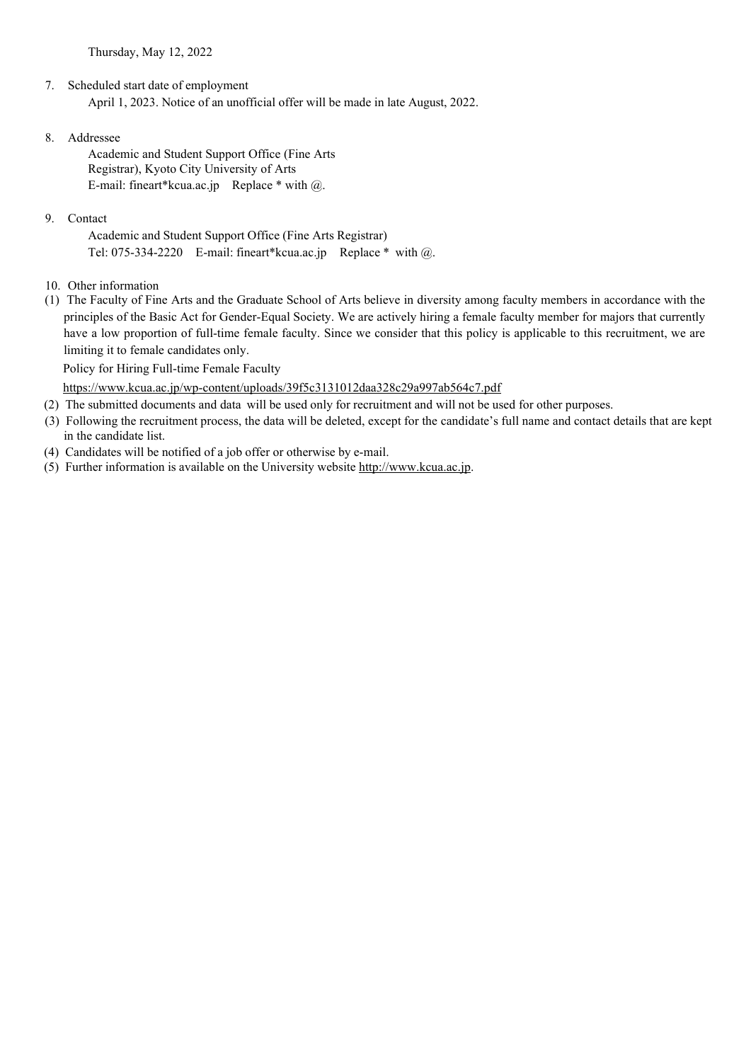Thursday, May 12, 2022

7. Scheduled start date of employment

   April 1, 2023. Notice of an unofficial offer will be made in late August, 2022.

8. Addressee

   Academic and Student Support Office (Fine Arts Registrar), Kyoto City University of Arts
   E-mail: fineart*kcua.ac.jp  Replace * with @.

9. Contact

   Academic and Student Support Office (Fine Arts Registrar)
   Tel: 075-334-2220  E-mail: fineart*kcua.ac.jp  Replace * with @.

10. Other information

(1) The Faculty of Fine Arts and the Graduate School of Arts believe in diversity among faculty members in accordance with the principles of the Basic Act for Gender-Equal Society. We are actively hiring a female faculty member for majors that currently have a low proportion of full-time female faculty. Since we consider that this policy is applicable to this recruitment, we are limiting it to female candidates only.

   Policy for Hiring Full-time Female Faculty

   https://www.kcua.ac.jp/wp-content/uploads/39f5c3131012daa328c29a997ab564c7.pdf

(2) The submitted documents and data will be used only for recruitment and will not be used for other purposes.

(3) Following the recruitment process, the data will be deleted, except for the candidate's full name and contact details that are kept in the candidate list.

(4) Candidates will be notified of a job offer or otherwise by e-mail.

(5) Further information is available on the University website http://www.kcua.ac.jp.